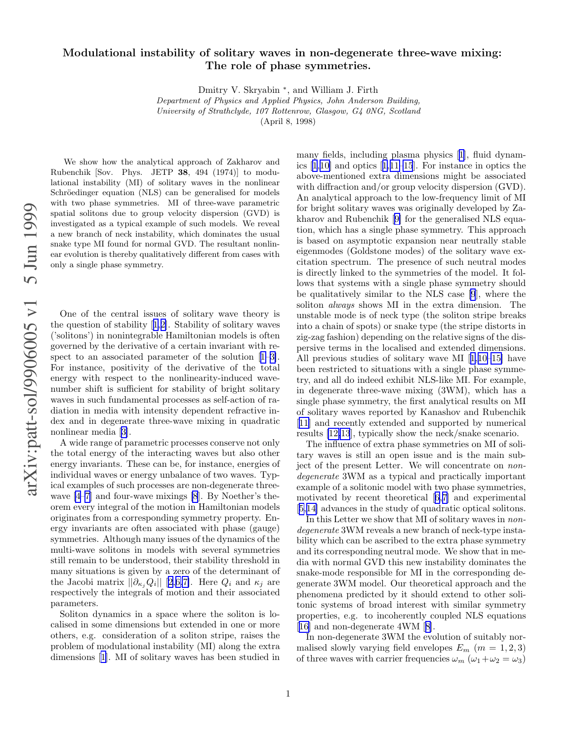# Modulational instability of solitary waves in non-degenerate three-wave mixing: The role of phase symmetries.

Dmitry V. Skryabin *, and William J. Firth

*Department of Physics and Applied Physics, John Anderson Building, University of Strathclyde, 107 Rottenrow, Glasgow, G4 0NG, Scotland*

(April 8, 1998)

We show how the analytical approach of Zakharov and Rubenchik [Sov. Phys. JETP **38**, 494 (1974)] to modulational instability (MI) of solitary waves in the nonlinear Schröedinger equation (NLS) can be generalised for models with two phase symmetries. MI of three-wave parametric spatial solitons due to group velocity dispersion (GVD) is investigated as a typical example of such models. We reveal a new branch of neck instability, which dominates the usual snake type MI found for normal GVD. The resultant nonlinear evolution is thereby qualitatively different from cases with only a single phase symmetry.

One of the central issues of solitary wave theory is the question of stability [1,2]. Stability of solitary waves ('solitons') in nonintegrable Hamiltonian models is often governed by the derivative of a certain invariant with respect to an associated parameter of the solution [1–3]. For instance, positivity of the derivative of the total energy with respect to the nonlinearity-induced wavenumber shift is sufficient for stability of bright solitary waves in such fundamental processes as self-action of radiation in media with intensity dependent refractive index and in degenerate three-wave mixing in quadratic nonlinear media [3].

A wide range of parametric processes conserve not only the total energy of the interacting waves but also other energy invariants. These can be, for instance, energies of individual waves or energy unbalance of two waves. Typical examples of such processes are non-degenerate three-wave [4–7] and four-wave mixings [8]. By Noether's theorem every integral of the motion in Hamiltonian models originates from a corresponding symmetry property. Energy invariants are often associated with phase (gauge) symmetries. Although many issues of the dynamics of the multi-wave solitons in models with several symmetries still remain to be understood, their stability threshold in many situations is given by a zero of the determinant of the Jacobi matrix $||\partial_{\kappa_j} Q_i||$ [2,6,7]. Here $Q_i$ and $\kappa_j$ are respectively the integrals of motion and their associated parameters.

Soliton dynamics in a space where the soliton is localised in some dimensions but extended in one or more others, e.g. consideration of a soliton stripe, raises the problem of modulational instability (MI) along the extra dimensions [1]. MI of solitary waves has been studied in many fields, including plasma physics [1], fluid dynamics [1,10] and optics [1,11–15]. For instance in optics the above-mentioned extra dimensions might be associated with diffraction and/or group velocity dispersion (GVD). An analytical approach to the low-frequency limit of MI for bright solitary waves was originally developed by Zakharov and Rubenchik [9] for the generalised NLS equation, which has a single phase symmetry. This approach is based on asymptotic expansion near neutrally stable eigenmodes (Goldstone modes) of the solitary wave excitation spectrum. The presence of such neutral modes is directly linked to the symmetries of the model. It follows that systems with a single phase symmetry should be qualitatively similar to the NLS case [9], where the soliton *always* shows MI in the extra dimension. The unstable mode is of neck type (the soliton stripe breaks into a chain of spots) or snake type (the stripe distorts in zig-zag fashion) depending on the relative signs of the dispersive terms in the localised and extended dimensions. All previous studies of solitary wave MI [1,10–15] have been restricted to situations with a single phase symmetry, and all do indeed exhibit NLS-like MI. For example, in degenerate three-wave mixing (3WM), which has a single phase symmetry, the first analytical results on MI of solitary waves reported by Kanashov and Rubenchik [11] and recently extended and supported by numerical results [12,13], typically show the neck/snake scenario.

The influence of extra phase symmetries on MI of solitary waves is still an open issue and is the main subject of the present Letter. We will concentrate on *non-degenerate* 3WM as a typical and practically important example of a solitonic model with two phase symmetries, motivated by recent theoretical [6,7] and experimental [5,14] advances in the study of quadratic optical solitons.

In this Letter we show that MI of solitary waves in *non-degenerate* 3WM reveals a new branch of neck-type instability which can be ascribed to the extra phase symmetry and its corresponding neutral mode. We show that in media with normal GVD this new instability dominates the snake-mode responsible for MI in the corresponding degenerate 3WM model. Our theoretical approach and the phenomena predicted by it should extend to other solitonic systems of broad interest with similar symmetry properties, e.g. to incoherently coupled NLS equations [16] and non-degenerate 4WM [8].

In non-degenerate 3WM the evolution of suitably normalised slowly varying field envelopes $E_m$ ($m = 1, 2, 3$) of three waves with carrier frequencies $\omega_m$ ($\omega_1 + \omega_2 = \omega_3$)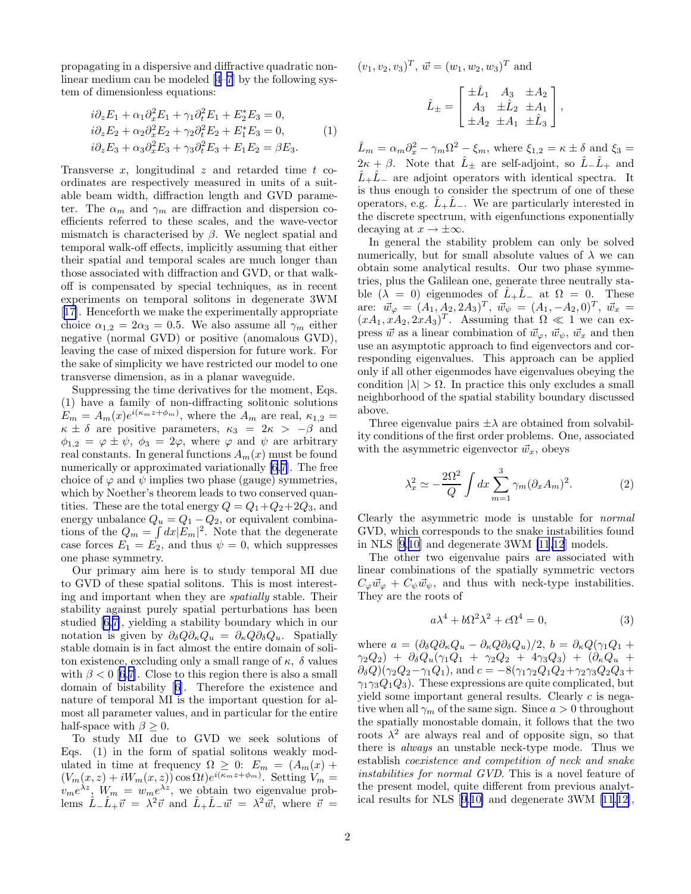propagating in a dispersive and diffractive quadratic nonlinear medium can be modeled [4–7] by the following system of dimensionless equations:

$$
\begin{aligned}
&i\partial_z E_1 + \alpha_1 \partial_x^2 E_1 + \gamma_1 \partial_t^2 E_1 + E_2^* E_3 = 0, \\
&i\partial_z E_2 + \alpha_2 \partial_x^2 E_2 + \gamma_2 \partial_t^2 E_2 + E_1^* E_3 = 0, \\
&i\partial_z E_3 + \alpha_3 \partial_x^2 E_3 + \gamma_3 \partial_t^2 E_3 + E_1 E_2 = \beta E_3.
\end{aligned} \tag{1}
$$

Transverse $x$, longitudinal $z$ and retarded time $t$ coordinates are respectively measured in units of a suitable beam width, diffraction length and GVD parameter. The $\alpha_m$ and $\gamma_m$ are diffraction and dispersion coefficients referred to these scales, and the wave-vector mismatch is characterised by $\beta$. We neglect spatial and temporal walk-off effects, implicitly assuming that either their spatial and temporal scales are much longer than those associated with diffraction and GVD, or that walk-off is compensated by special techniques, as in recent experiments on temporal solitons in degenerate 3WM [17]. Henceforth we make the experimentally appropriate choice $\alpha_{1,2} = 2\alpha_3 = 0.5$. We also assume all $\gamma_m$ either negative (normal GVD) or positive (anomalous GVD), leaving the case of mixed dispersion for future work. For the sake of simplicity we have restricted our model to one transverse dimension, as in a planar waveguide.

Suppressing the time derivatives for the moment, Eqs. (1) have a family of non-diffracting solitonic solutions $E_m = A_m(x)e^{i(\kappa_m z+\phi_m)}$, where the $A_m$ are real, $\kappa_{1,2} = \kappa \pm \delta$ are positive parameters, $\kappa_3 = 2\kappa > -\beta$ and $\phi_{1,2} = \varphi \pm \psi$, $\phi_3 = 2\varphi$, where $\varphi$ and $\psi$ are arbitrary real constants. In general functions $A_m(x)$ must be found numerically or approximated variationally [6,7]. The free choice of $\varphi$ and $\psi$ implies two phase (gauge) symmetries, which by Noether's theorem leads to two conserved quantities. These are the total energy $Q = Q_1+Q_2+2Q_3$, and energy unbalance $Q_u = Q_1 - Q_2$, or equivalent combinations of the $Q_m = \int dx|E_m|^2$. Note that the degenerate case forces $E_1 = E_2$, and thus $\psi = 0$, which suppresses one phase symmetry.

Our primary aim here is to study temporal MI due to GVD of these spatial solitons. This is most interesting and important when they are *spatially* stable. Their stability against purely spatial perturbations has been studied [6,7], yielding a stability boundary which in our notation is given by $\partial_\delta Q \partial_\kappa Q_u = \partial_\kappa Q \partial_\delta Q_u$. Spatially stable domain is in fact almost the entire domain of soliton existence, excluding only a small range of $\kappa$, $\delta$ values with $\beta < 0$ [6,7]. Close to this region there is also a small domain of bistability [6]. Therefore the existence and nature of temporal MI is the important question for almost all parameter values, and in particular for the entire half-space with $\beta \geq 0$.

To study MI due to GVD we seek solutions of Eqs. (1) in the form of spatial solitons weakly modulated in time at frequency $\Omega \geq 0$: $E_m = (A_m(x) + (V_m(x,z) + iW_m(x,z))\cos\Omega t)e^{i(\kappa_m z+\phi_m)}$. Setting $V_m = v_m e^{\lambda z}$, $W_m = w_m e^{\lambda z}$, we obtain two eigenvalue problems $\hat{L}_-\hat{L}_+\vec{v} = \lambda^2\vec{v}$ and $\hat{L}_+\hat{L}_-\vec{w} = \lambda^2\vec{w}$, where $\vec{v} = (v_1, v_2, v_3)^T$, $\vec{w} = (w_1, w_2, w_3)^T$ and

$$
\hat{L}_\pm = \begin{bmatrix} \pm\hat{L}_1 & A_3 & \pm A_2 \\ A_3 & \pm\hat{L}_2 & \pm A_1 \\ \pm A_2 & \pm A_1 & \pm\hat{L}_3 \end{bmatrix},
$$

$\hat{L}_m = \alpha_m\partial_x^2 - \gamma_m\Omega^2 - \xi_m$, where $\xi_{1,2} = \kappa \pm \delta$ and $\xi_3 = 2\kappa + \beta$. Note that $\hat{L}_\pm$ are self-adjoint, so $\hat{L}_-\hat{L}_+$ and $\hat{L}_+\hat{L}_-$ are adjoint operators with identical spectra. It is thus enough to consider the spectrum of one of these operators, e.g. $\hat{L}_+\hat{L}_-$. We are particularly interested in the discrete spectrum, with eigenfunctions exponentially decaying at $x \to \pm\infty$.

In general the stability problem can only be solved numerically, but for small absolute values of $\lambda$ we can obtain some analytical results. Our two phase symmetries, plus the Galilean one, generate three neutrally stable ($\lambda = 0$) eigenmodes of $\hat{L}_+\hat{L}_-$ at $\Omega = 0$. These are: $\vec{w}_\varphi = (A_1, A_2, 2A_3)^T$, $\vec{w}_\psi = (A_1, -A_2, 0)^T$, $\vec{w}_x = (xA_1, xA_2, 2xA_3)^T$. Assuming that $\Omega \ll 1$ we can express $\vec{w}$ as a linear combination of $\vec{w}_\varphi$, $\vec{w}_\psi$, $\vec{w}_x$ and then use an asymptotic approach to find eigenvectors and corresponding eigenvalues. This approach can be applied only if all other eigenmodes have eigenvalues obeying the condition $|\lambda| > \Omega$. In practice this only excludes a small neighborhood of the spatial stability boundary discussed above.

Three eigenvalue pairs $\pm\lambda$ are obtained from solvability conditions of the first order problems. One, associated with the asymmetric eigenvector $\vec{w}_x$, obeys

$$
\lambda_x^2 \simeq -\frac{2\Omega^2}{Q}\int dx \sum_{m=1}^{3}\gamma_m(\partial_x A_m)^2. \tag{2}
$$

Clearly the asymmetric mode is unstable for *normal* GVD, which corresponds to the snake instabilities found in NLS [9,10] and degenerate 3WM [11,12] models.

The other two eigenvalue pairs are associated with linear combinations of the spatially symmetric vectors $C_\varphi\vec{w}_\varphi + C_\psi\vec{w}_\psi$, and thus with neck-type instabilities. They are the roots of

$$
a\lambda^4 + b\Omega^2\lambda^2 + c\Omega^4 = 0, \tag{3}
$$

where $a = (\partial_\delta Q \partial_\kappa Q_u - \partial_\kappa Q \partial_\delta Q_u)/2$, $b = \partial_\kappa Q(\gamma_1 Q_1 + \gamma_2 Q_2) + \partial_\delta Q_u(\gamma_1 Q_1 + \gamma_2 Q_2 + 4\gamma_3 Q_3) + (\partial_\kappa Q_u + \partial_\delta Q)(\gamma_2 Q_2 - \gamma_1 Q_1)$, and $c = -8(\gamma_1\gamma_2 Q_1 Q_2 + \gamma_2\gamma_3 Q_2 Q_3 + \gamma_1\gamma_3 Q_1 Q_3)$. These expressions are quite complicated, but yield some important general results. Clearly $c$ is negative when all $\gamma_m$ of the same sign. Since $a > 0$ throughout the spatially monostable domain, it follows that the two roots $\lambda^2$ are always real and of opposite sign, so that there is *always* an unstable neck-type mode. Thus we establish *coexistence and competition of neck and snake instabilities for normal GVD*. This is a novel feature of the present model, quite different from previous analytical results for NLS [9,10] and degenerate 3WM [11,12],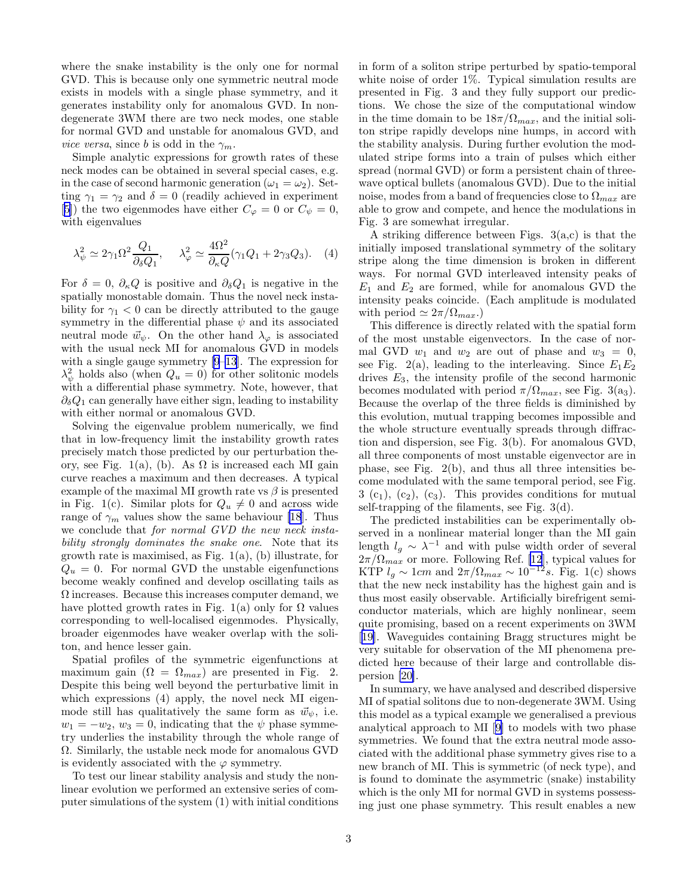where the snake instability is the only one for normal GVD. This is because only one symmetric neutral mode exists in models with a single phase symmetry, and it generates instability only for anomalous GVD. In non-degenerate 3WM there are two neck modes, one stable for normal GVD and unstable for anomalous GVD, and *vice versa*, since $b$ is odd in the $\gamma_m$.

Simple analytic expressions for growth rates of these neck modes can be obtained in several special cases, e.g. in the case of second harmonic generation ($\omega_1 = \omega_2$). Setting $\gamma_1 = \gamma_2$ and $\delta = 0$ (readily achieved in experiment [5]) the two eigenmodes have either $C_\varphi = 0$ or $C_\psi = 0$, with eigenvalues

$$\lambda_\psi^2 \simeq 2\gamma_1 \Omega^2 \frac{Q_1}{\partial_\delta Q_1}, \quad \lambda_\varphi^2 \simeq \frac{4\Omega^2}{\partial_\kappa Q}(\gamma_1 Q_1 + 2\gamma_3 Q_3). \quad (4)$$

For $\delta = 0$, $\partial_\kappa Q$ is positive and $\partial_\delta Q_1$ is negative in the spatially monostable domain. Thus the novel neck instability for $\gamma_1 < 0$ can be directly attributed to the gauge symmetry in the differential phase $\psi$ and its associated neutral mode $\vec{w}_\psi$. On the other hand $\lambda_\varphi$ is associated with the usual neck MI for anomalous GVD in models with a single gauge symmetry [9–13]. The expression for $\lambda_\psi^2$ holds also (when $Q_u = 0$) for other solitonic models with a differential phase symmetry. Note, however, that $\partial_\delta Q_1$ can generally have either sign, leading to instability with either normal or anomalous GVD.

Solving the eigenvalue problem numerically, we find that in low-frequency limit the instability growth rates precisely match those predicted by our perturbation theory, see Fig. 1(a), (b). As $\Omega$ is increased each MI gain curve reaches a maximum and then decreases. A typical example of the maximal MI growth rate vs $\beta$ is presented in Fig. 1(c). Similar plots for $Q_u \neq 0$ and across wide range of $\gamma_m$ values show the same behaviour [18]. Thus we conclude that *for normal GVD the new neck instability strongly dominates the snake one*. Note that its growth rate is maximised, as Fig. 1(a), (b) illustrate, for $Q_u = 0$. For normal GVD the unstable eigenfunctions become weakly confined and develop oscillating tails as $\Omega$ increases. Because this increases computer demand, we have plotted growth rates in Fig. 1(a) only for $\Omega$ values corresponding to well-localised eigenmodes. Physically, broader eigenmodes have weaker overlap with the soliton, and hence lesser gain.

Spatial profiles of the symmetric eigenfunctions at maximum gain ($\Omega = \Omega_{max}$) are presented in Fig. 2. Despite this being well beyond the perturbative limit in which expressions (4) apply, the novel neck MI eigenmode still has qualitatively the same form as $\vec{w}_\psi$, i.e. $w_1 = -w_2$, $w_3 = 0$, indicating that the $\psi$ phase symmetry underlies the instability through the whole range of $\Omega$. Similarly, the ustable neck mode for anomalous GVD is evidently associated with the $\varphi$ symmetry.

To test our linear stability analysis and study the nonlinear evolution we performed an extensive series of computer simulations of the system (1) with initial conditions in form of a soliton stripe perturbed by spatio-temporal white noise of order 1%. Typical simulation results are presented in Fig. 3 and they fully support our predictions. We chose the size of the computational window in the time domain to be $18\pi/\Omega_{max}$, and the initial soliton stripe rapidly develops nine humps, in accord with the stability analysis. During further evolution the modulated stripe forms into a train of pulses which either spread (normal GVD) or form a persistent chain of three-wave optical bullets (anomalous GVD). Due to the initial noise, modes from a band of frequencies close to $\Omega_{max}$ are able to grow and compete, and hence the modulations in Fig. 3 are somewhat irregular.

A striking difference between Figs. 3(a,c) is that the initially imposed translational symmetry of the solitary stripe along the time dimension is broken in different ways. For normal GVD interleaved intensity peaks of $E_1$ and $E_2$ are formed, while for anomalous GVD the intensity peaks coincide. (Each amplitude is modulated with period $\simeq 2\pi/\Omega_{max}$.)

This difference is directly related with the spatial form of the most unstable eigenvectors. In the case of normal GVD $w_1$ and $w_2$ are out of phase and $w_3 = 0$, see Fig. 2(a), leading to the interleaving. Since $E_1 E_2$ drives $E_3$, the intensity profile of the second harmonic becomes modulated with period $\pi/\Omega_{max}$, see Fig. 3($a_3$). Because the overlap of the three fields is diminished by this evolution, mutual trapping becomes impossible and the whole structure eventually spreads through diffraction and dispersion, see Fig. 3(b). For anomalous GVD, all three components of most unstable eigenvector are in phase, see Fig. 2(b), and thus all three intensities become modulated with the same temporal period, see Fig. 3 ($c_1$), ($c_2$), ($c_3$). This provides conditions for mutual self-trapping of the filaments, see Fig. 3(d).

The predicted instabilities can be experimentally observed in a nonlinear material longer than the MI gain length $l_g \sim \lambda^{-1}$ and with pulse width order of several $2\pi/\Omega_{max}$ or more. Following Ref. [12], typical values for KTP $l_g \sim 1cm$ and $2\pi/\Omega_{max} \sim 10^{-12}s$. Fig. 1(c) shows that the new neck instability has the highest gain and is thus most easily observable. Artificially birefrigent semiconductor materials, which are highly nonlinear, seem quite promising, based on a recent experiments on 3WM [19]. Waveguides containing Bragg structures might be very suitable for observation of the MI phenomena predicted here because of their large and controllable dispersion [20].

In summary, we have analysed and described dispersive MI of spatial solitons due to non-degenerate 3WM. Using this model as a typical example we generalised a previous analytical approach to MI [9] to models with two phase symmetries. We found that the extra neutral mode associated with the additional phase symmetry gives rise to a new branch of MI. This is symmetric (of neck type), and is found to dominate the asymmetric (snake) instability which is the only MI for normal GVD in systems possessing just one phase symmetry. This result enables a new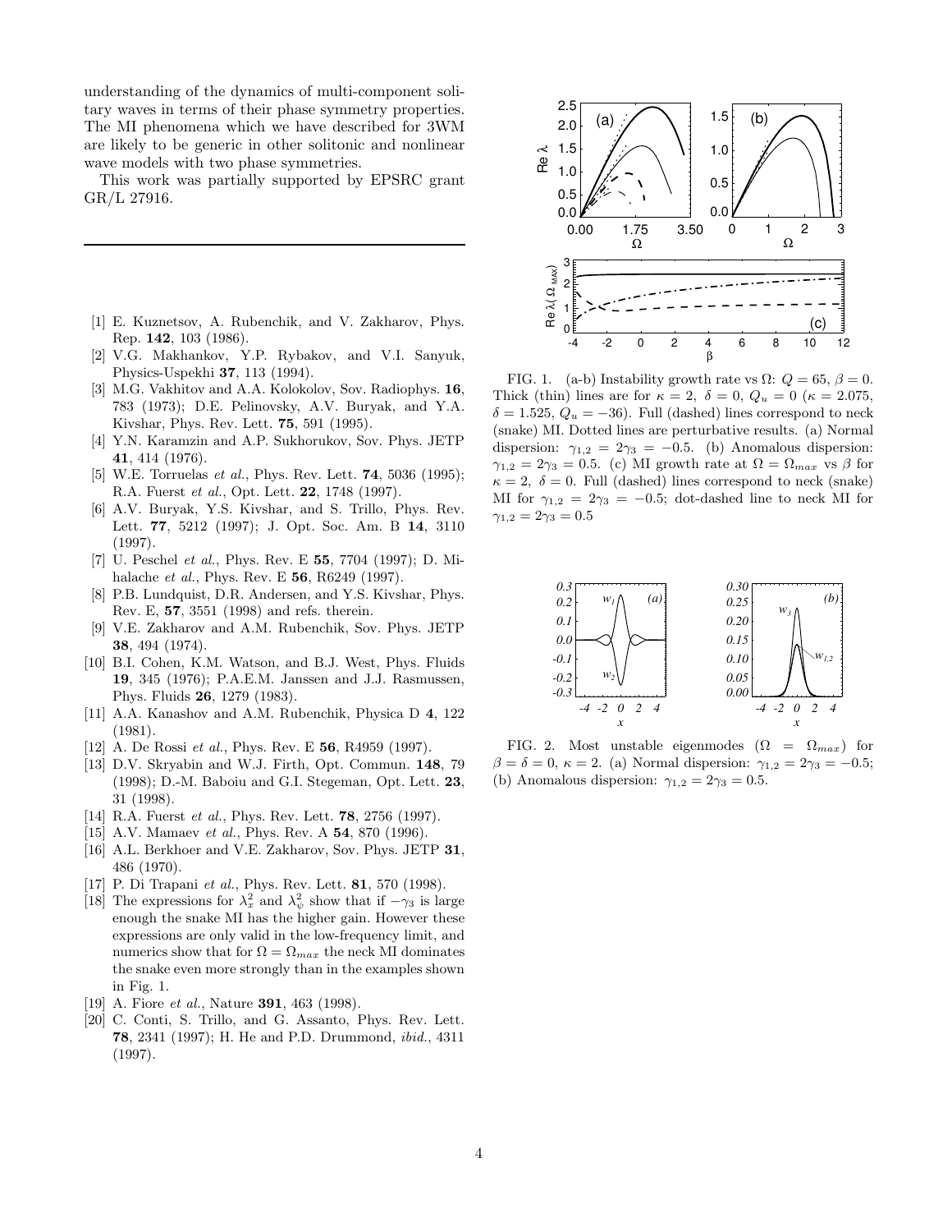understanding of the dynamics of multi-component solitary waves in terms of their phase symmetry properties. The MI phenomena which we have described for 3WM are likely to be generic in other solitonic and nonlinear wave models with two phase symmetries.

This work was partially supported by EPSRC grant GR/L 27916.

---

[1] E. Kuznetsov, A. Rubenchik, and V. Zakharov, Phys. Rep. **142**, 103 (1986).

[2] V.G. Makhankov, Y.P. Rybakov, and V.I. Sanyuk, Physics-Uspekhi **37**, 113 (1994).

[3] M.G. Vakhitov and A.A. Kolokolov, Sov. Radiophys. **16**, 783 (1973); D.E. Pelinovsky, A.V. Buryak, and Y.A. Kivshar, Phys. Rev. Lett. **75**, 591 (1995).

[4] Y.N. Karamzin and A.P. Sukhorukov, Sov. Phys. JETP **41**, 414 (1976).

[5] W.E. Torruelas *et al.*, Phys. Rev. Lett. **74**, 5036 (1995); R.A. Fuerst *et al.*, Opt. Lett. **22**, 1748 (1997).

[6] A.V. Buryak, Y.S. Kivshar, and S. Trillo, Phys. Rev. Lett. **77**, 5212 (1997); J. Opt. Soc. Am. B **14**, 3110 (1997).

[7] U. Peschel *et al.*, Phys. Rev. E **55**, 7704 (1997); D. Mihalache *et al.*, Phys. Rev. E **56**, R6249 (1997).

[8] P.B. Lundquist, D.R. Andersen, and Y.S. Kivshar, Phys. Rev. E, **57**, 3551 (1998) and refs. therein.

[9] V.E. Zakharov and A.M. Rubenchik, Sov. Phys. JETP **38**, 494 (1974).

[10] B.I. Cohen, K.M. Watson, and B.J. West, Phys. Fluids **19**, 345 (1976); P.A.E.M. Janssen and J.J. Rasmussen, Phys. Fluids **26**, 1279 (1983).

[11] A.A. Kanashov and A.M. Rubenchik, Physica D **4**, 122 (1981).

[12] A. De Rossi *et al.*, Phys. Rev. E **56**, R4959 (1997).

[13] D.V. Skryabin and W.J. Firth, Opt. Commun. **148**, 79 (1998); D.-M. Baboiu and G.I. Stegeman, Opt. Lett. **23**, 31 (1998).

[14] R.A. Fuerst *et al.*, Phys. Rev. Lett. **78**, 2756 (1997).

[15] A.V. Mamaev *et al.*, Phys. Rev. A **54**, 870 (1996).

[16] A.L. Berkhoer and V.E. Zakharov, Sov. Phys. JETP **31**, 486 (1970).

[17] P. Di Trapani *et al.*, Phys. Rev. Lett. **81**, 570 (1998).

[18] The expressions for $\lambda_\pi^2$ and $\lambda_\psi^2$ show that if $-\gamma_3$ is large enough the snake MI has the higher gain. However these expressions are only valid in the low-frequency limit, and numerics show that for $\Omega = \Omega_{max}$ the neck MI dominates the snake even more strongly than in the examples shown in Fig. 1.

[19] A. Fiore *et al.*, Nature **391**, 463 (1998).

[20] C. Conti, S. Trillo, and G. Assanto, Phys. Rev. Lett. **78**, 2341 (1997); H. He and P.D. Drummond, *ibid.*, 4311 (1997).

FIG. 1. (a-b) Instability growth rate vs $\Omega$: $Q = 65$, $\beta = 0$. Thick (thin) lines are for $\kappa = 2$, $\delta = 0$, $Q_u = 0$ ($\kappa = 2.075$, $\delta = 1.525$, $Q_u = -36$). Full (dashed) lines correspond to neck (snake) MI. Dotted lines are perturbative results. (a) Normal dispersion: $\gamma_{1,2} = 2\gamma_3 = -0.5$. (b) Anomalous dispersion: $\gamma_{1,2} = 2\gamma_3 = 0.5$. (c) MI growth rate at $\Omega = \Omega_{max}$ vs $\beta$ for $\kappa = 2$, $\delta = 0$. Full (dashed) lines correspond to neck (snake) MI for $\gamma_{1,2} = 2\gamma_3 = -0.5$; dot-dashed line to neck MI for $\gamma_{1,2} = 2\gamma_3 = 0.5$

FIG. 2. Most unstable eigenmodes ($\Omega = \Omega_{max}$) for $\beta = \delta = 0$, $\kappa = 2$. (a) Normal dispersion: $\gamma_{1,2} = 2\gamma_3 = -0.5$; (b) Anomalous dispersion: $\gamma_{1,2} = 2\gamma_3 = 0.5$.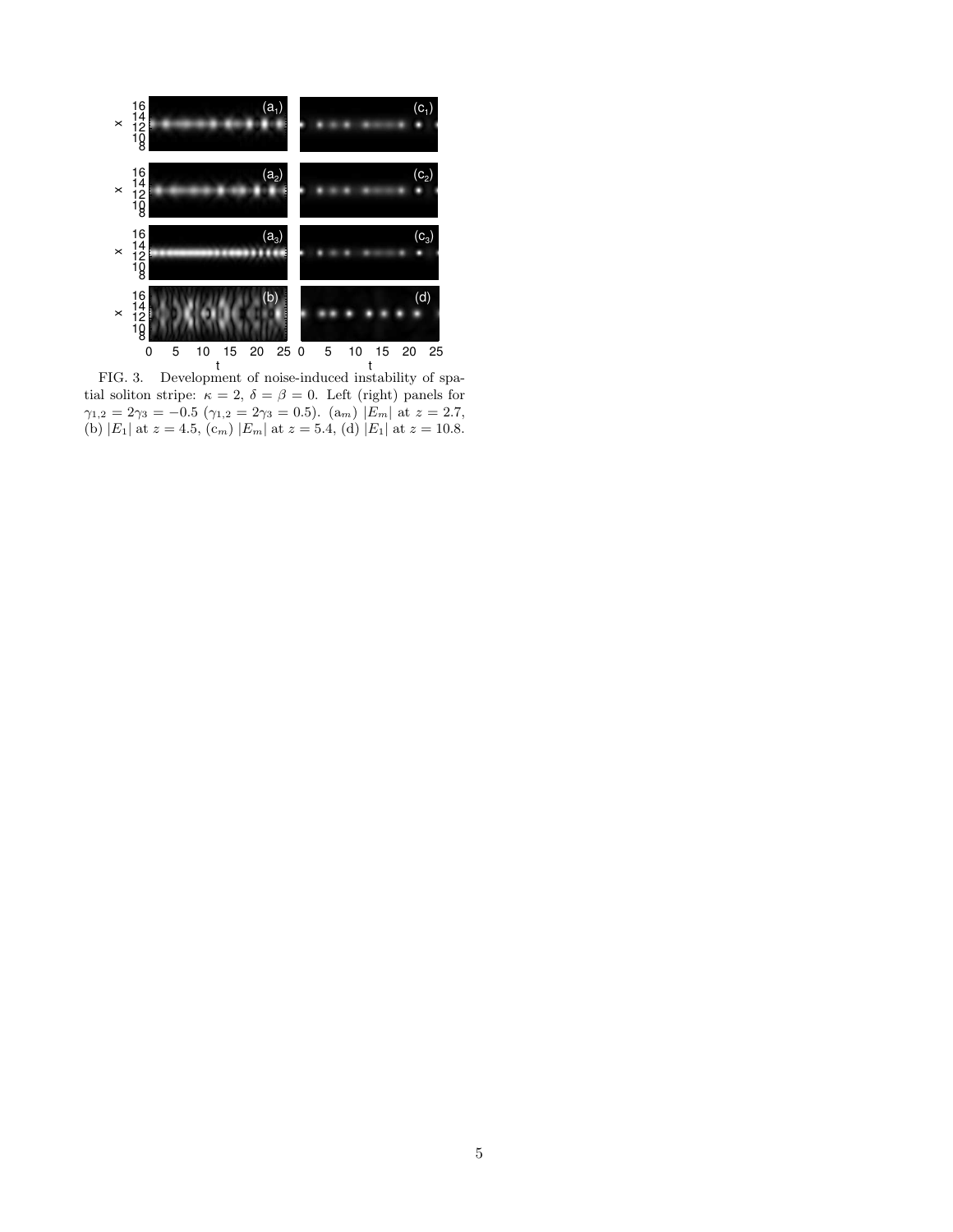(a$_1$)
(c$_1$)
(a$_2$)
(c$_2$)
(a$_3$)
(c$_3$)
(b)
(d)
x
16
14
12
10
8
t
0 5 10 15 20 25 0 5 10 15 20 25

FIG. 3. Development of noise-induced instability of spatial soliton stripe: $\kappa = 2$, $\delta = \beta = 0$. Left (right) panels for $\gamma_{1,2} = 2\gamma_3 = -0.5$ ($\gamma_{1,2} = 2\gamma_3 = 0.5$). (a$_m$) $|E_m|$ at $z = 2.7$, (b) $|E_1|$ at $z = 4.5$, (c$_m$) $|E_m|$ at $z = 5.4$, (d) $|E_1|$ at $z = 10.8$.